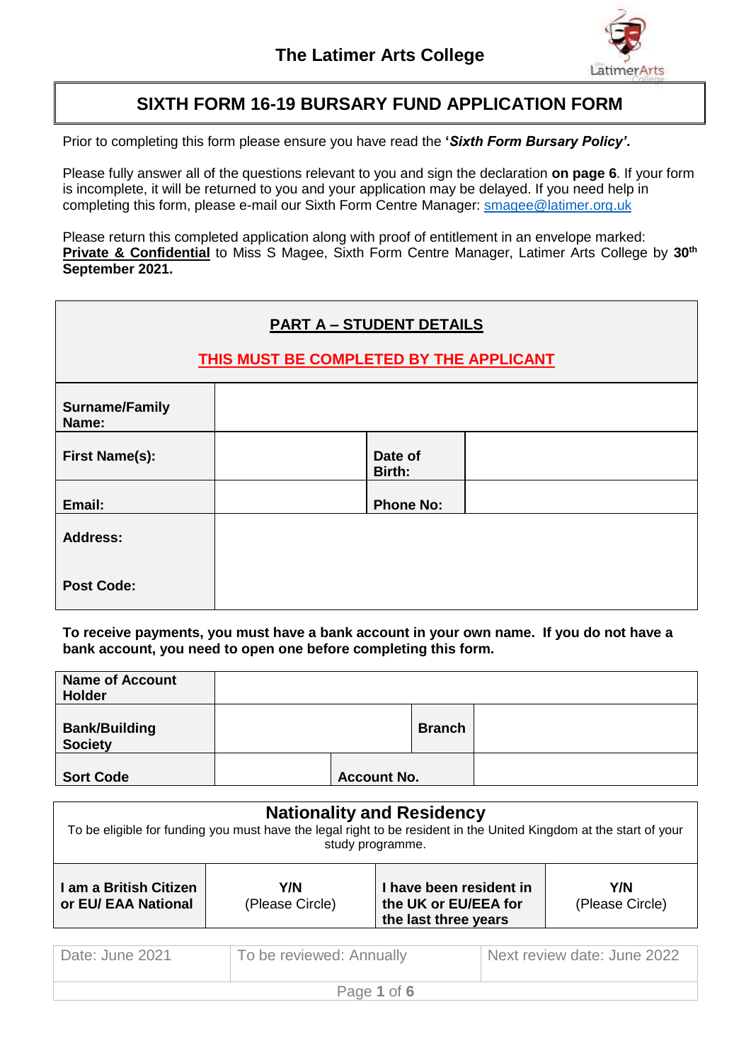# The Latimer Arts College

## SIXTH FORM 16-19 BURSARY FUND APPLICATION FORM

Prior to completing this form please ensure you have read the '***Sixth Form Bursary Policy'***.

Please fully answer all of the questions relevant to you and sign the declaration **on page 6**. If your form is incomplete, it will be returned to you and your application may be delayed. If you need help in completing this form, please e-mail our Sixth Form Centre Manager: smagee@latimer.org.uk

Please return this completed application along with proof of entitlement in an envelope marked: **Private & Confidential** to Miss S Magee, Sixth Form Centre Manager, Latimer Arts College by **30th September 2021.**

### PART A – STUDENT DETAILS

**THIS MUST BE COMPLETED BY THE APPLICANT**

| | | | |
|---|---|---|---|
| **Surname/Family Name:** | | | |
| **First Name(s):** | | **Date of Birth:** | |
| **Email:** | | **Phone No:** | |
| **Address:** | | | |
| **Post Code:** | | | |

**To receive payments, you must have a bank account in your own name. If you do not have a bank account, you need to open one before completing this form.**

| | | | |
|---|---|---|---|
| **Name of Account Holder** | | | |
| **Bank/Building Society** | | **Branch** | |
| **Sort Code** | | **Account No.** | |

### Nationality and Residency

To be eligible for funding you must have the legal right to be resident in the United Kingdom at the start of your study programme.

| | | | |
|---|---|---|---|
| **I am a British Citizen or EU/ EAA National** | **Y/N** (Please Circle) | **I have been resident in the UK or EU/EEA for the last three years** | **Y/N** (Please Circle) |

| | | |
|---|---|---|
| Date: June 2021 | To be reviewed: Annually | Next review date: June 2022 |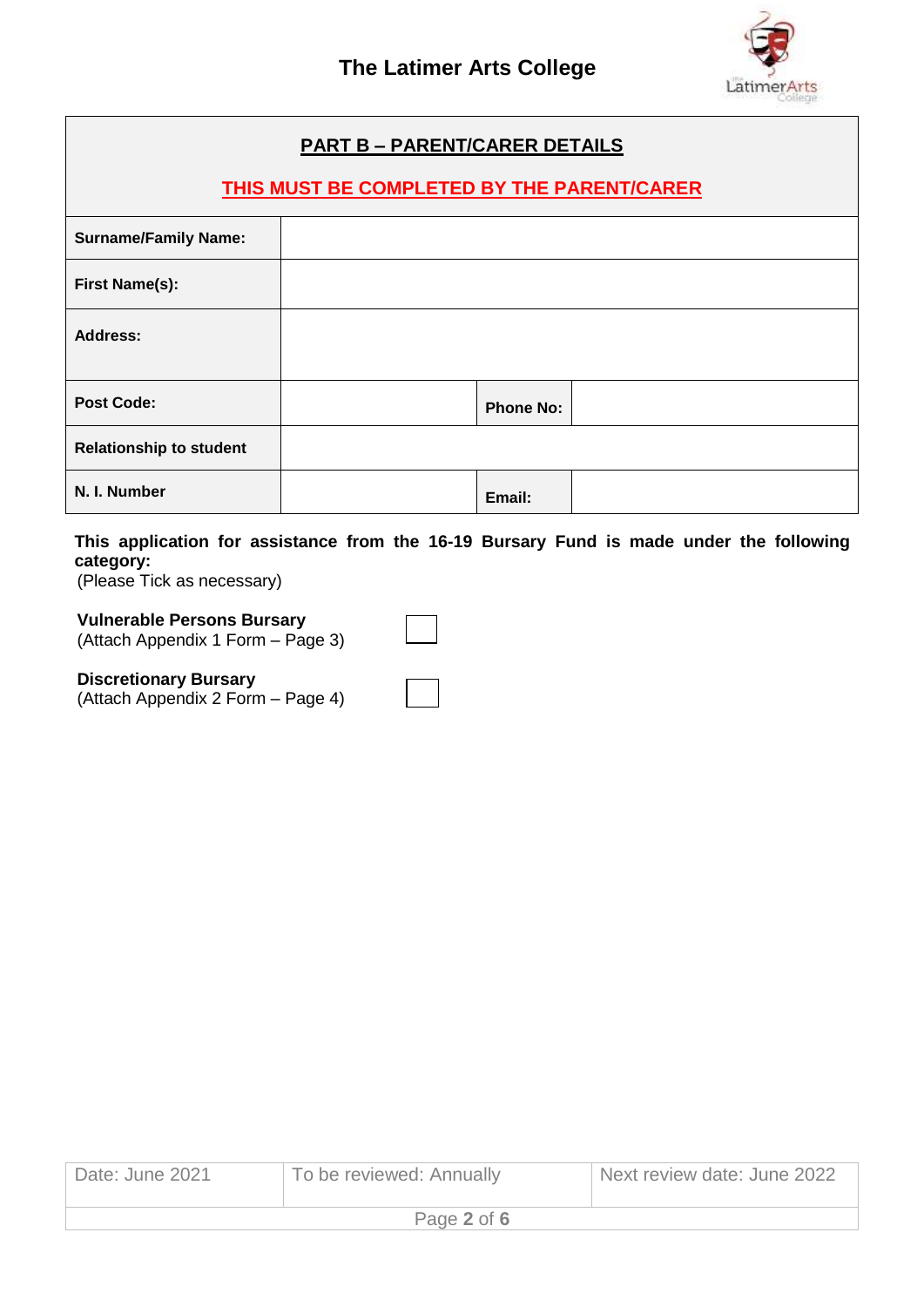## PART B – PARENT/CARER DETAILS

**THIS MUST BE COMPLETED BY THE PARENT/CARER**

| | | | |
|---|---|---|---|
| **Surname/Family Name:** | | | |
| **First Name(s):** | | | |
| **Address:** | | | |
| **Post Code:** | | **Phone No:** | |
| **Relationship to student** | | | |
| **N. I. Number** | | **Email:** | |

**This application for assistance from the 16-19 Bursary Fund is made under the following category:**
(Please Tick as necessary)

**Vulnerable Persons Bursary**
(Attach Appendix 1 Form – Page 3) ☐

**Discretionary Bursary**
(Attach Appendix 2 Form – Page 4) ☐

| Date: June 2021 | To be reviewed: Annually | Next review date: June 2022 |
|---|---|---|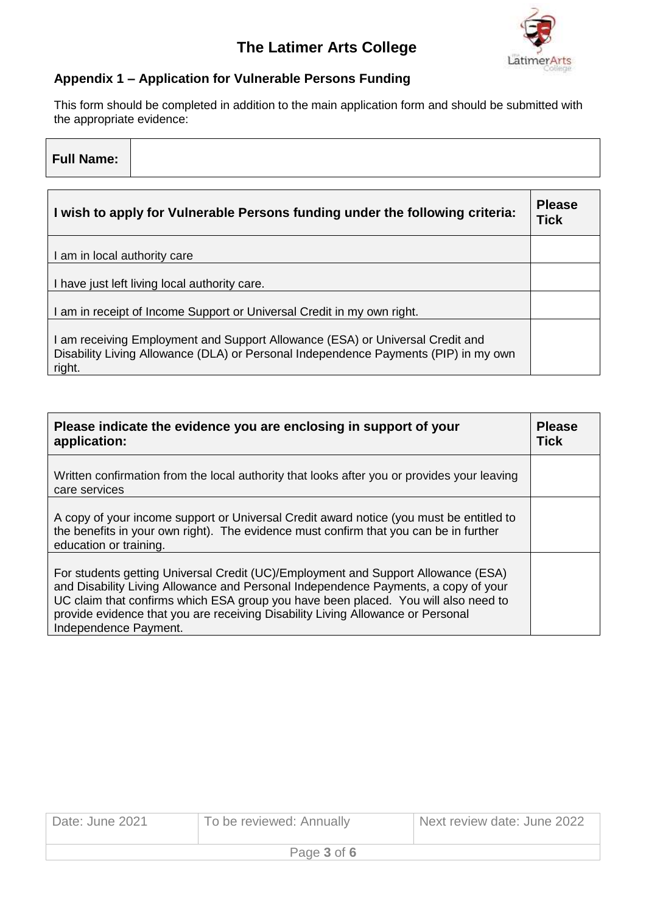# The Latimer Arts College

## Appendix 1 – Application for Vulnerable Persons Funding

This form should be completed in addition to the main application form and should be submitted with the appropriate evidence:

| **Full Name:** | |
|---|---|

| **I wish to apply for Vulnerable Persons funding under the following criteria:** | **Please Tick** |
|---|---|
| I am in local authority care | |
| I have just left living local authority care. | |
| I am in receipt of Income Support or Universal Credit in my own right. | |
| I am receiving Employment and Support Allowance (ESA) or Universal Credit and Disability Living Allowance (DLA) or Personal Independence Payments (PIP) in my own right. | |

| **Please indicate the evidence you are enclosing in support of your application:** | **Please Tick** |
|---|---|
| Written confirmation from the local authority that looks after you or provides your leaving care services | |
| A copy of your income support or Universal Credit award notice (you must be entitled to the benefits in your own right). The evidence must confirm that you can be in further education or training. | |
| For students getting Universal Credit (UC)/Employment and Support Allowance (ESA) and Disability Living Allowance and Personal Independence Payments, a copy of your UC claim that confirms which ESA group you have been placed. You will also need to provide evidence that you are receiving Disability Living Allowance or Personal Independence Payment. | |

| Date: June 2021 | To be reviewed: Annually | Next review date: June 2022 |
|---|---|---|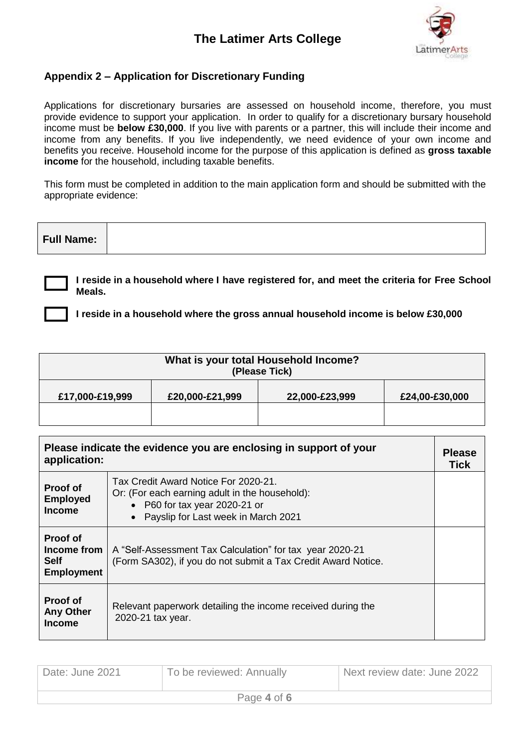## Appendix 2 – Application for Discretionary Funding

Applications for discretionary bursaries are assessed on household income, therefore, you must provide evidence to support your application. In order to qualify for a discretionary bursary household income must be **below £30,000**. If you live with parents or a partner, this will include their income and income from any benefits. If you live independently, we need evidence of your own income and benefits you receive. Household income for the purpose of this application is defined as **gross taxable income** for the household, including taxable benefits.

This form must be completed in addition to the main application form and should be submitted with the appropriate evidence:

| **Full Name:** | |
|---|---|

☐ **I reside in a household where I have registered for, and meet the criteria for Free School Meals.**

☐ **I reside in a household where the gross annual household income is below £30,000**

| **What is your total Household Income? (Please Tick)** | | | |
|---|---|---|---|
| **£17,000-£19,999** | **£20,000-£21,999** | **22,000-£23,999** | **£24,00-£30,000** |
| | | | |

| **Please indicate the evidence you are enclosing in support of your application:** | | **Please Tick** |
|---|---|---|
| **Proof of Employed Income** | Tax Credit Award Notice For 2020-21. Or: (For each earning adult in the household): <br>• P60 for tax year 2020-21 or <br>• Payslip for Last week in March 2021 | |
| **Proof of Income from Self Employment** | A "Self-Assessment Tax Calculation" for tax year 2020-21 (Form SA302), if you do not submit a Tax Credit Award Notice. | |
| **Proof of Any Other Income** | Relevant paperwork detailing the income received during the 2020-21 tax year. | |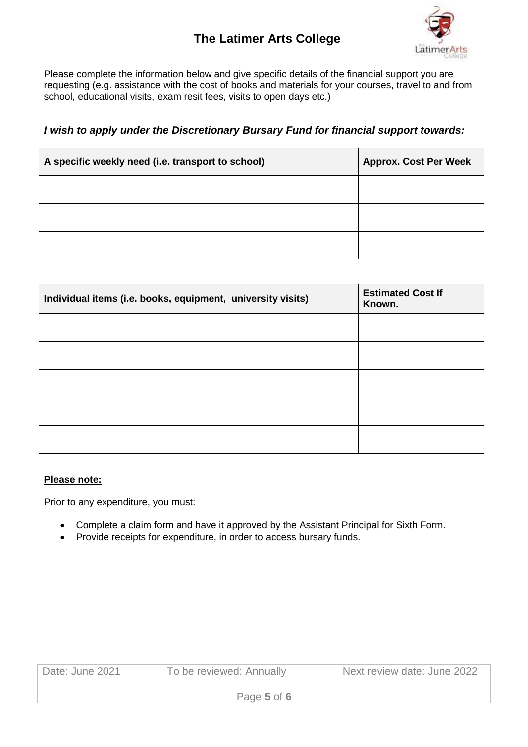Please complete the information below and give specific details of the financial support you are requesting (e.g. assistance with the cost of books and materials for your courses, travel to and from school, educational visits, exam resit fees, visits to open days etc.)

***I wish to apply under the Discretionary Bursary Fund for financial support towards:***

| A specific weekly need (i.e. transport to school) | Approx. Cost Per Week |
|---|---|
| | |
| | |
| | |

| Individual items (i.e. books, equipment, university visits) | Estimated Cost If Known. |
|---|---|
| | |
| | |
| | |
| | |
| | |

**Please note:**

Prior to any expenditure, you must:

- Complete a claim form and have it approved by the Assistant Principal for Sixth Form.
- Provide receipts for expenditure, in order to access bursary funds.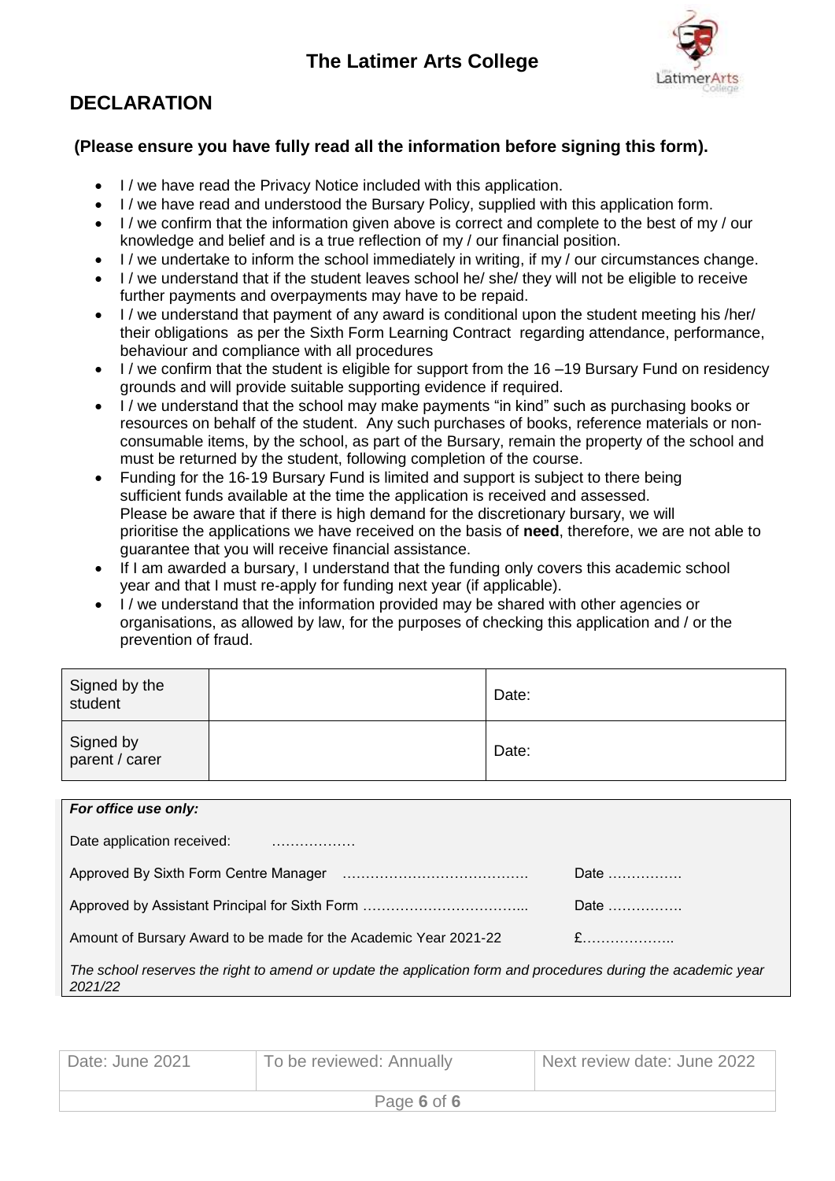# The Latimer Arts College

## DECLARATION

**(Please ensure you have fully read all the information before signing this form).**

- I / we have read the Privacy Notice included with this application.
- I / we have read and understood the Bursary Policy, supplied with this application form.
- I / we confirm that the information given above is correct and complete to the best of my / our knowledge and belief and is a true reflection of my / our financial position.
- I / we undertake to inform the school immediately in writing, if my / our circumstances change.
- I / we understand that if the student leaves school he/ she/ they will not be eligible to receive further payments and overpayments may have to be repaid.
- I / we understand that payment of any award is conditional upon the student meeting his /her/ their obligations as per the Sixth Form Learning Contract regarding attendance, performance, behaviour and compliance with all procedures
- I / we confirm that the student is eligible for support from the 16 –19 Bursary Fund on residency grounds and will provide suitable supporting evidence if required.
- I / we understand that the school may make payments "in kind" such as purchasing books or resources on behalf of the student. Any such purchases of books, reference materials or non-consumable items, by the school, as part of the Bursary, remain the property of the school and must be returned by the student, following completion of the course.
- Funding for the 16-19 Bursary Fund is limited and support is subject to there being sufficient funds available at the time the application is received and assessed. Please be aware that if there is high demand for the discretionary bursary, we will prioritise the applications we have received on the basis of **need**, therefore, we are not able to guarantee that you will receive financial assistance.
- If I am awarded a bursary, I understand that the funding only covers this academic school year and that I must re-apply for funding next year (if applicable).
- I / we understand that the information provided may be shared with other agencies or organisations, as allowed by law, for the purposes of checking this application and / or the prevention of fraud.

| | | |
|---|---|---|
| Signed by the student | | Date: |
| Signed by parent / carer | | Date: |

***For office use only:***

Date application received: ………………

Approved By Sixth Form Centre Manager …………………………………. Date …………….

Approved by Assistant Principal for Sixth Form ……………………………... Date …………….

Amount of Bursary Award to be made for the Academic Year 2021-22 £………………..

*The school reserves the right to amend or update the application form and procedures during the academic year 2021/22*

| | | |
|---|---|---|
| Date: June 2021 | To be reviewed: Annually | Next review date: June 2022 |